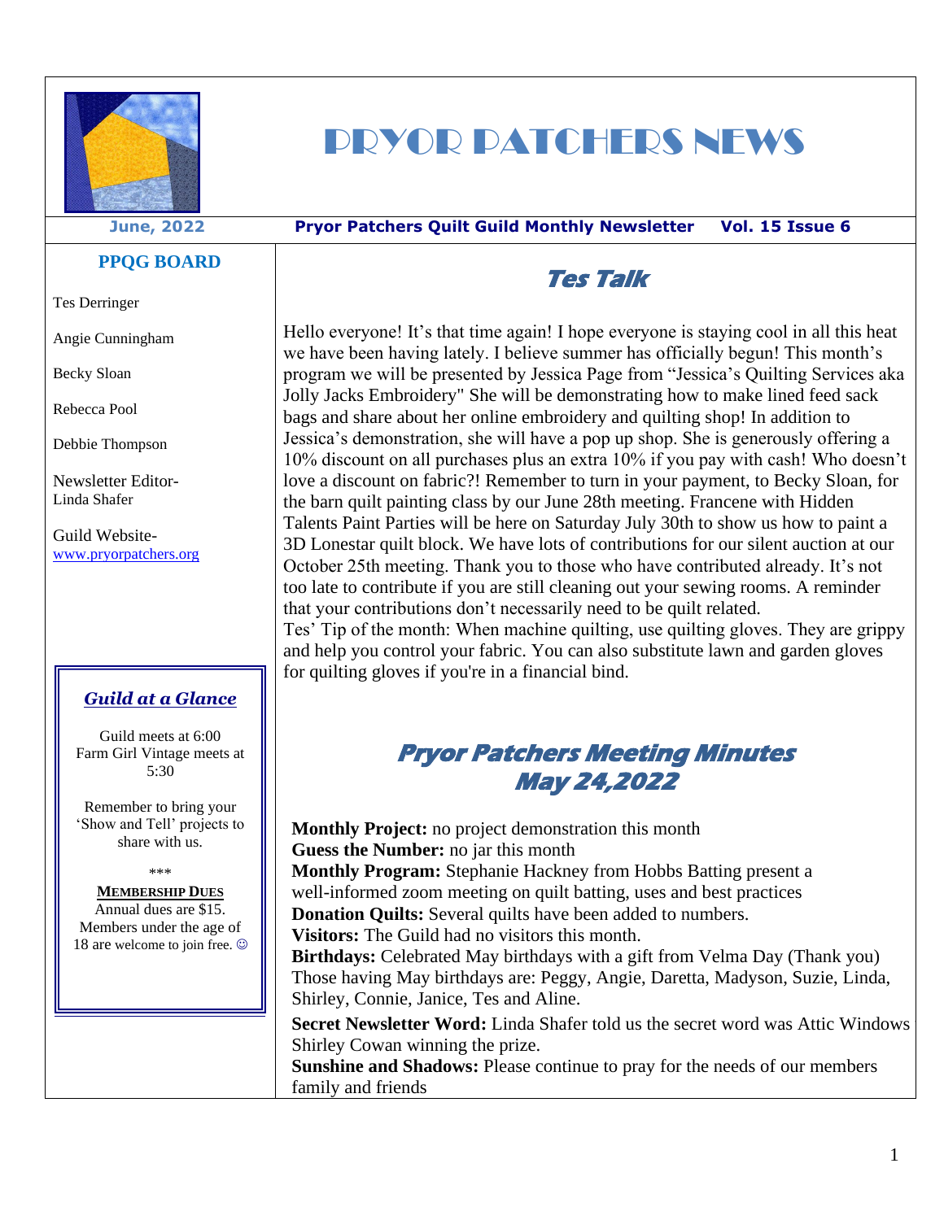# PRYOR PATCHERS NEWS

**June, 2022** | **Pryor Patchers Quilt Guild Monthly Newsletter** | **Vol. 15 Issue 6**

## PPQG BOARD

Tes Derringer

Angie Cunningham

Becky Sloan

Rebecca Pool

Debbie Thompson

Newsletter Editor-
Linda Shafer

Guild Website-
www.pryorpatchers.org

### *Guild at a Glance*

Guild meets at 6:00
Farm Girl Vintage meets at 5:30

Remember to bring your 'Show and Tell' projects to share with us.

\*\*\*

**MEMBERSHIP DUES**
Annual dues are $15.
Members under the age of 18 are welcome to join free. ☺

## *Tes Talk*

Hello everyone! It's that time again! I hope everyone is staying cool in all this heat we have been having lately. I believe summer has officially begun! This month's program we will be presented by Jessica Page from "Jessica's Quilting Services aka Jolly Jacks Embroidery" She will be demonstrating how to make lined feed sack bags and share about her online embroidery and quilting shop! In addition to Jessica's demonstration, she will have a pop up shop. She is generously offering a 10% discount on all purchases plus an extra 10% if you pay with cash! Who doesn't love a discount on fabric?! Remember to turn in your payment, to Becky Sloan, for the barn quilt painting class by our June 28th meeting. Francene with Hidden Talents Paint Parties will be here on Saturday July 30th to show us how to paint a 3D Lonestar quilt block. We have lots of contributions for our silent auction at our October 25th meeting. Thank you to those who have contributed already. It's not too late to contribute if you are still cleaning out your sewing rooms. A reminder that your contributions don't necessarily need to be quilt related.
Tes' Tip of the month: When machine quilting, use quilting gloves. They are grippy and help you control your fabric. You can also substitute lawn and garden gloves for quilting gloves if you're in a financial bind.

## *Pryor Patchers Meeting Minutes May 24,2022*

**Monthly Project:** no project demonstration this month
**Guess the Number:** no jar this month
**Monthly Program:** Stephanie Hackney from Hobbs Batting present a well-informed zoom meeting on quilt batting, uses and best practices
**Donation Quilts:** Several quilts have been added to numbers.
**Visitors:** The Guild had no visitors this month.
**Birthdays:** Celebrated May birthdays with a gift from Velma Day (Thank you) Those having May birthdays are: Peggy, Angie, Daretta, Madyson, Suzie, Linda, Shirley, Connie, Janice, Tes and Aline.
**Secret Newsletter Word:** Linda Shafer told us the secret word was Attic Windows Shirley Cowan winning the prize.
**Sunshine and Shadows:** Please continue to pray for the needs of our members family and friends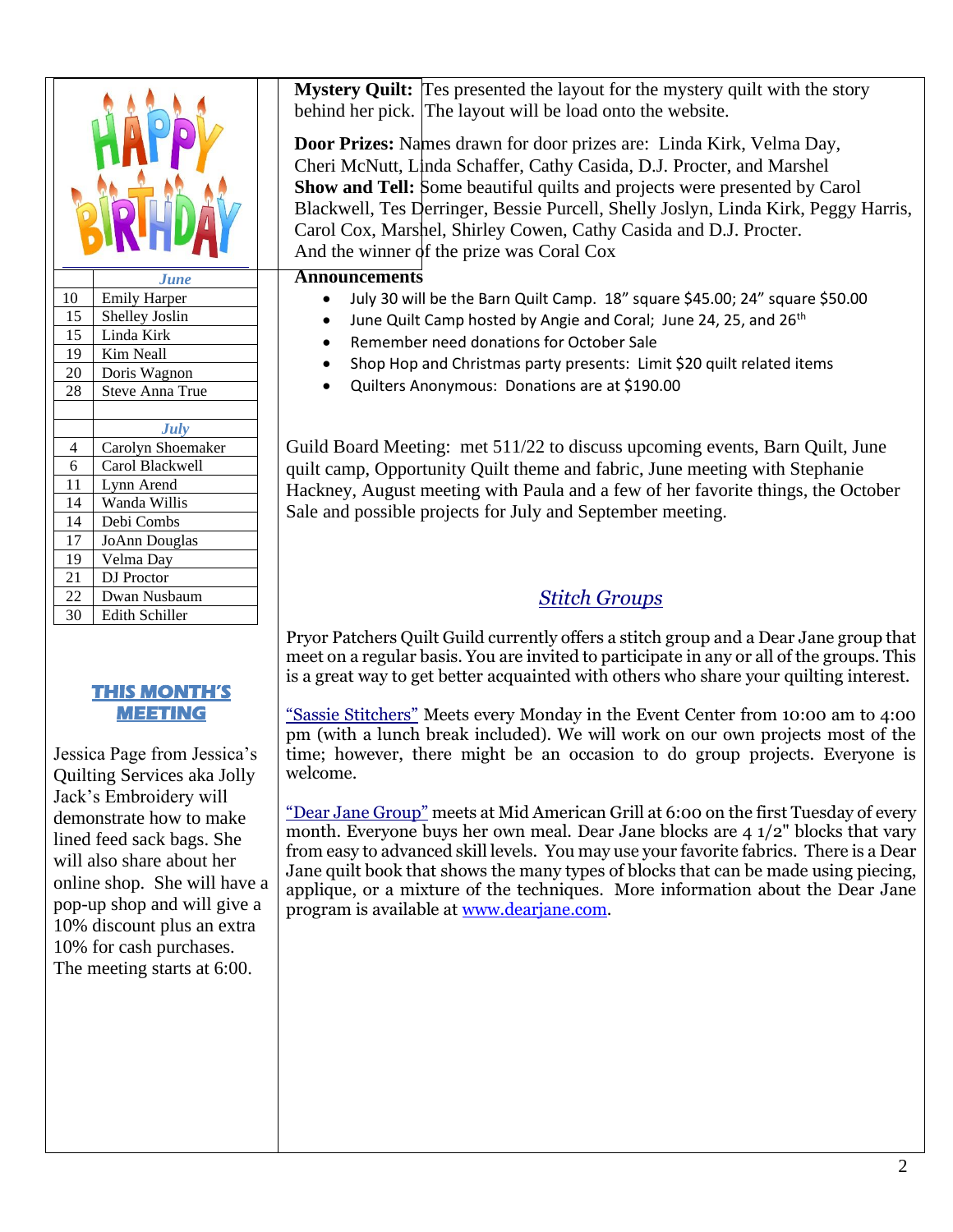HAPPY BIRTHDAY

| | June |
|---|---|
| 10 | Emily Harper |
| 15 | Shelley Joslin |
| 15 | Linda Kirk |
| 19 | Kim Neall |
| 20 | Doris Wagnon |
| 28 | Steve Anna True |
| | |
| | **July** |
| 4 | Carolyn Shoemaker |
| 6 | Carol Blackwell |
| 11 | Lynn Arend |
| 14 | Wanda Willis |
| 14 | Debi Combs |
| 17 | JoAnn Douglas |
| 19 | Velma Day |
| 21 | DJ Proctor |
| 22 | Dwan Nusbaum |
| 30 | Edith Schiller |

## THIS MONTH'S MEETING

Jessica Page from Jessica's Quilting Services aka Jolly Jack's Embroidery will demonstrate how to make lined feed sack bags. She will also share about her online shop. She will have a pop-up shop and will give a 10% discount plus an extra 10% for cash purchases. The meeting starts at 6:00.

**Mystery Quilt:** Tes presented the layout for the mystery quilt with the story behind her pick. The layout will be load onto the website.

**Door Prizes:** Names drawn for door prizes are: Linda Kirk, Velma Day, Cheri McNutt, Linda Schaffer, Cathy Casida, D.J. Procter, and Marshel

**Show and Tell:** Some beautiful quilts and projects were presented by Carol Blackwell, Tes Derringer, Bessie Purcell, Shelly Joslyn, Linda Kirk, Peggy Harris, Carol Cox, Marshel, Shirley Cowen, Cathy Casida and D.J. Procter.
And the winner of the prize was Coral Cox

**Announcements**

- July 30 will be the Barn Quilt Camp. 18" square $45.00; 24" square $50.00
- June Quilt Camp hosted by Angie and Coral; June 24, 25, and 26th
- Remember need donations for October Sale
- Shop Hop and Christmas party presents: Limit $20 quilt related items
- Quilters Anonymous: Donations are at $190.00

Guild Board Meeting: met 511/22 to discuss upcoming events, Barn Quilt, June quilt camp, Opportunity Quilt theme and fabric, June meeting with Stephanie Hackney, August meeting with Paula and a few of her favorite things, the October Sale and possible projects for July and September meeting.

## *Stitch Groups*

Pryor Patchers Quilt Guild currently offers a stitch group and a Dear Jane group that meet on a regular basis. You are invited to participate in any or all of the groups. This is a great way to get better acquainted with others who share your quilting interest.

"Sassie Stitchers" Meets every Monday in the Event Center from 10:00 am to 4:00 pm (with a lunch break included). We will work on our own projects most of the time; however, there might be an occasion to do group projects. Everyone is welcome.

"Dear Jane Group" meets at Mid American Grill at 6:00 on the first Tuesday of every month. Everyone buys her own meal. Dear Jane blocks are 4 1/2" blocks that vary from easy to advanced skill levels. You may use your favorite fabrics. There is a Dear Jane quilt book that shows the many types of blocks that can be made using piecing, applique, or a mixture of the techniques. More information about the Dear Jane program is available at www.dearjane.com.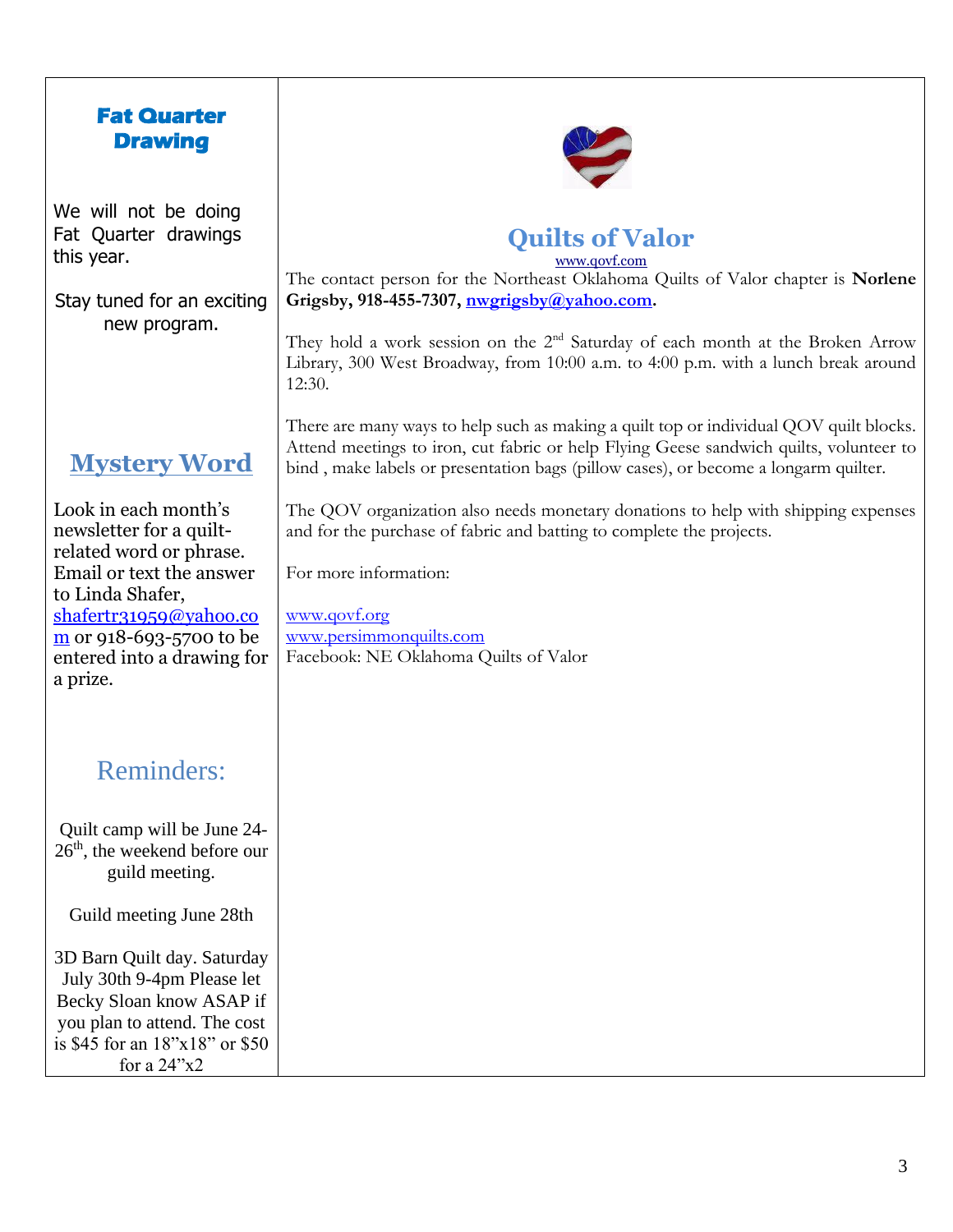## Fat Quarter Drawing

We will not be doing Fat Quarter drawings this year.

Stay tuned for an exciting new program.

## Mystery Word

Look in each month's newsletter for a quilt-related word or phrase. Email or text the answer to Linda Shafer, shafertr31959@yahoo.com or 918-693-5700 to be entered into a drawing for a prize.

## Reminders:

Quilt camp will be June 24-26th, the weekend before our guild meeting.

Guild meeting June 28th

3D Barn Quilt day. Saturday July 30th 9-4pm Please let Becky Sloan know ASAP if you plan to attend. The cost is $45 for an 18"x18" or $50 for a 24"x2

## Quilts of Valor

www.qovf.com

The contact person for the Northeast Oklahoma Quilts of Valor chapter is **Norlene Grigsby, 918-455-7307, nwgrigsby@yahoo.com.**

They hold a work session on the 2nd Saturday of each month at the Broken Arrow Library, 300 West Broadway, from 10:00 a.m. to 4:00 p.m. with a lunch break around 12:30.

There are many ways to help such as making a quilt top or individual QOV quilt blocks. Attend meetings to iron, cut fabric or help Flying Geese sandwich quilts, volunteer to bind , make labels or presentation bags (pillow cases), or become a longarm quilter.

The QOV organization also needs monetary donations to help with shipping expenses and for the purchase of fabric and batting to complete the projects.

For more information:

www.qovf.org
www.persimmonquilts.com
Facebook: NE Oklahoma Quilts of Valor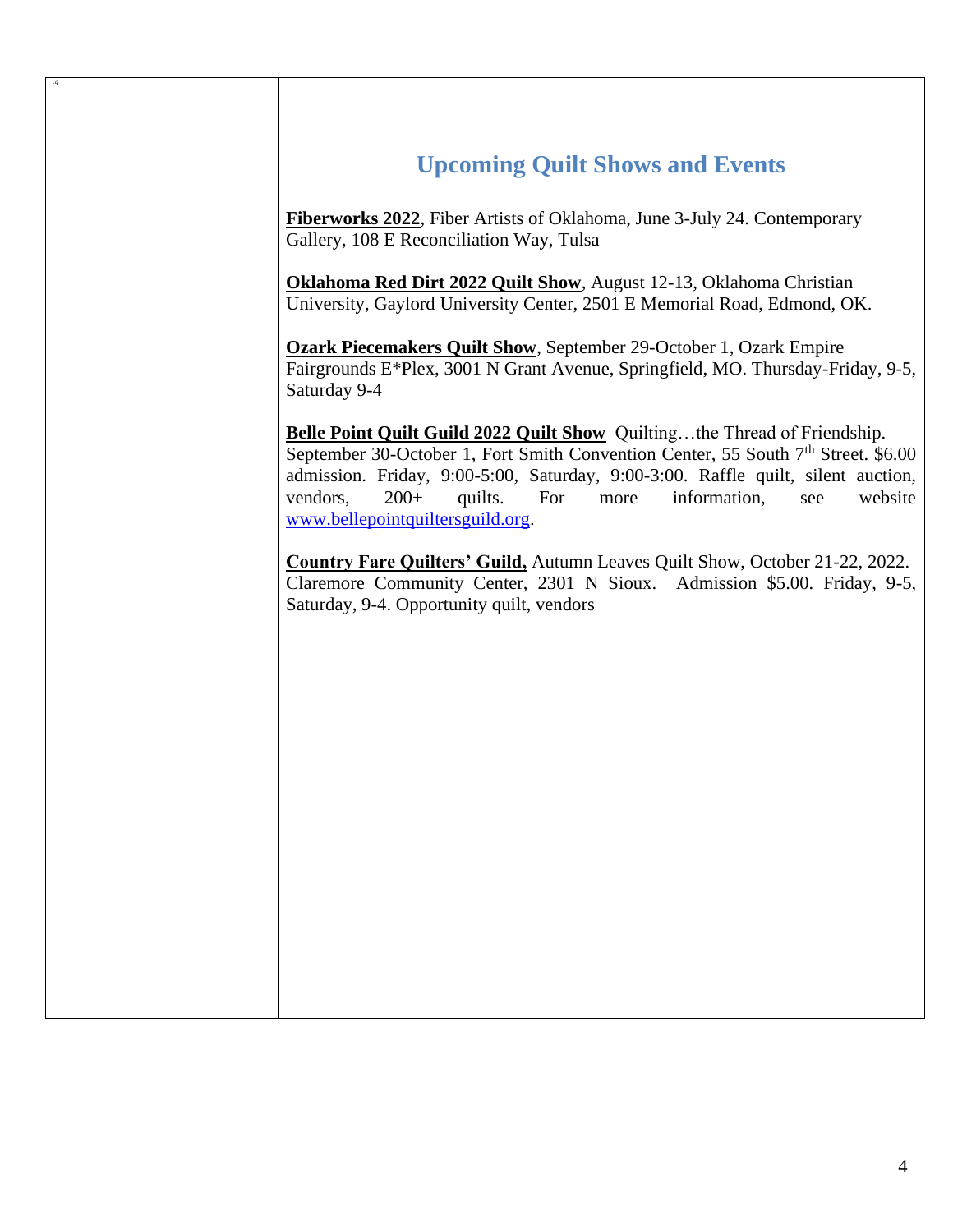## Upcoming Quilt Shows and Events

**Fiberworks 2022**, Fiber Artists of Oklahoma, June 3-July 24. Contemporary Gallery, 108 E Reconciliation Way, Tulsa

**Oklahoma Red Dirt 2022 Quilt Show**, August 12-13, Oklahoma Christian University, Gaylord University Center, 2501 E Memorial Road, Edmond, OK.

**Ozark Piecemakers Quilt Show**, September 29-October 1, Ozark Empire Fairgrounds E*Plex, 3001 N Grant Avenue, Springfield, MO. Thursday-Friday, 9-5, Saturday 9-4

**Belle Point Quilt Guild 2022 Quilt Show** Quilting…the Thread of Friendship. September 30-October 1, Fort Smith Convention Center, 55 South 7th Street. $6.00 admission. Friday, 9:00-5:00, Saturday, 9:00-3:00. Raffle quilt, silent auction, vendors, 200+ quilts. For more information, see website www.bellepointquiltersguild.org.

**Country Fare Quilters' Guild,** Autumn Leaves Quilt Show, October 21-22, 2022. Claremore Community Center, 2301 N Sioux. Admission $5.00. Friday, 9-5, Saturday, 9-4. Opportunity quilt, vendors